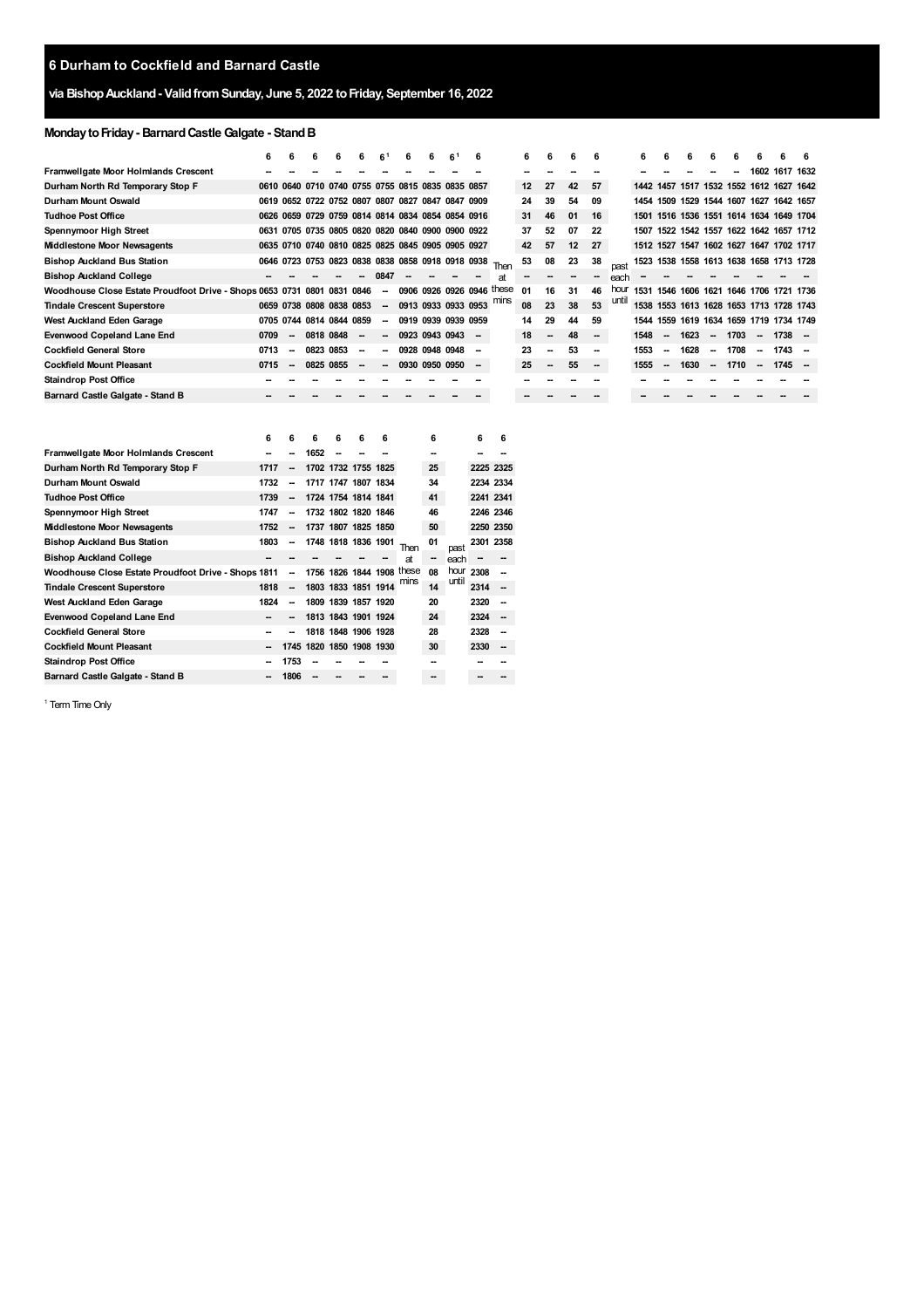# 6 Durham to Cockfield and Barnard Castle

## via Bishop Auckland - Valid from Sunday, June 5, 2022 to Friday, September 16, 2022

### Monday to Friday - Barnard Castle Galgate - Stand B

| | 6 | 6 | 6 | 6 | 6 | 6[1] | 6 | 6 | 6[1] | 6 | | 6 | 6 | 6 | 6 | | 6 | 6 | 6 | 6 | 6 | 6 | 6 | 6 |
|---|---|---|---|---|---|---|---|---|---|---|---|---|---|---|---|---|---|---|---|---|---|---|---|---|
| Framwellgate Moor Holmlands Crescent | -- | -- | -- | -- | -- | -- | -- | -- | -- | -- | | -- | -- | -- | -- | | -- | -- | -- | -- | -- | 1602 | 1617 | 1632 |
| Durham North Rd Temporary Stop F | 0610 | 0640 | 0710 | 0740 | 0755 | 0755 | 0815 | 0835 | 0835 | 0857 | | 12 | 27 | 42 | 57 | | 1442 | 1457 | 1517 | 1532 | 1552 | 1612 | 1627 | 1642 |
| Durham Mount Oswald | 0619 | 0652 | 0722 | 0752 | 0807 | 0807 | 0827 | 0847 | 0847 | 0909 | | 24 | 39 | 54 | 09 | | 1454 | 1509 | 1529 | 1544 | 1607 | 1627 | 1642 | 1657 |
| Tudhoe Post Office | 0626 | 0659 | 0729 | 0759 | 0814 | 0814 | 0834 | 0854 | 0854 | 0916 | | 31 | 46 | 01 | 16 | | 1501 | 1516 | 1536 | 1551 | 1614 | 1634 | 1649 | 1704 |
| Spennymoor High Street | 0631 | 0705 | 0735 | 0805 | 0820 | 0820 | 0840 | 0900 | 0900 | 0922 | | 37 | 52 | 07 | 22 | | 1507 | 1522 | 1542 | 1557 | 1622 | 1642 | 1657 | 1712 |
| Middlestone Moor Newsagents | 0635 | 0710 | 0740 | 0810 | 0825 | 0825 | 0845 | 0905 | 0905 | 0927 | | 42 | 57 | 12 | 27 | | 1512 | 1527 | 1547 | 1602 | 1627 | 1647 | 1702 | 1717 |
| Bishop Auckland Bus Station | 0646 | 0723 | 0753 | 0823 | 0838 | 0838 | 0858 | 0918 | 0918 | 0938 | Then | 53 | 08 | 23 | 38 | past | 1523 | 1538 | 1558 | 1613 | 1638 | 1658 | 1713 | 1728 |
| Bishop Auckland College | -- | -- | -- | -- | -- | 0847 | -- | -- | -- | -- | at | -- | -- | -- | -- | each | -- | -- | -- | -- | -- | -- | -- | -- |
| Woodhouse Close Estate Proudfoot Drive - Shops | 0653 | 0731 | 0801 | 0831 | 0846 | -- | 0906 | 0926 | 0926 | 0946 | these | 01 | 16 | 31 | 46 | hour | 1531 | 1546 | 1606 | 1621 | 1646 | 1706 | 1721 | 1736 |
| Tindale Crescent Superstore | 0659 | 0738 | 0808 | 0838 | 0853 | -- | 0913 | 0933 | 0933 | 0953 | mins | 08 | 23 | 38 | 53 | until | 1538 | 1553 | 1613 | 1628 | 1653 | 1713 | 1728 | 1743 |
| West Auckland Eden Garage | 0705 | 0744 | 0814 | 0844 | 0859 | -- | 0919 | 0939 | 0939 | 0959 | | 14 | 29 | 44 | 59 | | 1544 | 1559 | 1619 | 1634 | 1659 | 1719 | 1734 | 1749 |
| Evenwood Copeland Lane End | 0709 | -- | 0818 | 0848 | -- | -- | 0923 | 0943 | 0943 | -- | | 18 | -- | 48 | -- | | 1548 | -- | 1623 | -- | 1703 | -- | 1738 | -- |
| Cockfield General Store | 0713 | -- | 0823 | 0853 | -- | -- | 0928 | 0948 | 0948 | -- | | 23 | -- | 53 | -- | | 1553 | -- | 1628 | -- | 1708 | -- | 1743 | -- |
| Cockfield Mount Pleasant | 0715 | -- | 0825 | 0855 | -- | -- | 0930 | 0950 | 0950 | -- | | 25 | -- | 55 | -- | | 1555 | -- | 1630 | -- | 1710 | -- | 1745 | -- |
| Staindrop Post Office | -- | -- | -- | -- | -- | -- | -- | -- | -- | -- | | -- | -- | -- | -- | | -- | -- | -- | -- | -- | -- | -- | -- |
| Barnard Castle Galgate - Stand B | -- | -- | -- | -- | -- | -- | -- | -- | -- | -- | | -- | -- | -- | -- | | -- | -- | -- | -- | -- | -- | -- | -- |

| | 6 | 6 | 6 | 6 | 6 | 6 | | 6 | | 6 | 6 |
|---|---|---|---|---|---|---|---|---|---|---|---|
| Framwellgate Moor Holmlands Crescent | -- | -- | 1652 | -- | -- | -- | | -- | | -- | -- |
| Durham North Rd Temporary Stop F | 1717 | -- | 1702 | 1732 | 1755 | 1825 | | 25 | | 2225 | 2325 |
| Durham Mount Oswald | 1732 | -- | 1717 | 1747 | 1807 | 1834 | | 34 | | 2234 | 2334 |
| Tudhoe Post Office | 1739 | -- | 1724 | 1754 | 1814 | 1841 | | 41 | | 2241 | 2341 |
| Spennymoor High Street | 1747 | -- | 1732 | 1802 | 1820 | 1846 | | 46 | | 2246 | 2346 |
| Middlestone Moor Newsagents | 1752 | -- | 1737 | 1807 | 1825 | 1850 | | 50 | | 2250 | 2350 |
| Bishop Auckland Bus Station | 1803 | -- | 1748 | 1818 | 1836 | 1901 | Then | 01 | past | 2301 | 2358 |
| Bishop Auckland College | -- | -- | -- | -- | -- | -- | at | -- | each | -- | -- |
| Woodhouse Close Estate Proudfoot Drive - Shops | 1811 | -- | 1756 | 1826 | 1844 | 1908 | these | 08 | hour | 2308 | -- |
| Tindale Crescent Superstore | 1818 | -- | 1803 | 1833 | 1851 | 1914 | mins | 14 | until | 2314 | -- |
| West Auckland Eden Garage | 1824 | -- | 1809 | 1839 | 1857 | 1920 | | 20 | | 2320 | -- |
| Evenwood Copeland Lane End | -- | -- | 1813 | 1843 | 1901 | 1924 | | 24 | | 2324 | -- |
| Cockfield General Store | -- | -- | 1818 | 1848 | 1906 | 1928 | | 28 | | 2328 | -- |
| Cockfield Mount Pleasant | -- | 1745 | 1820 | 1850 | 1908 | 1930 | | 30 | | 2330 | -- |
| Staindrop Post Office | -- | 1753 | -- | -- | -- | -- | | -- | | -- | -- |
| Barnard Castle Galgate - Stand B | -- | 1806 | -- | -- | -- | -- | | -- | | -- | -- |

[1] Term Time Only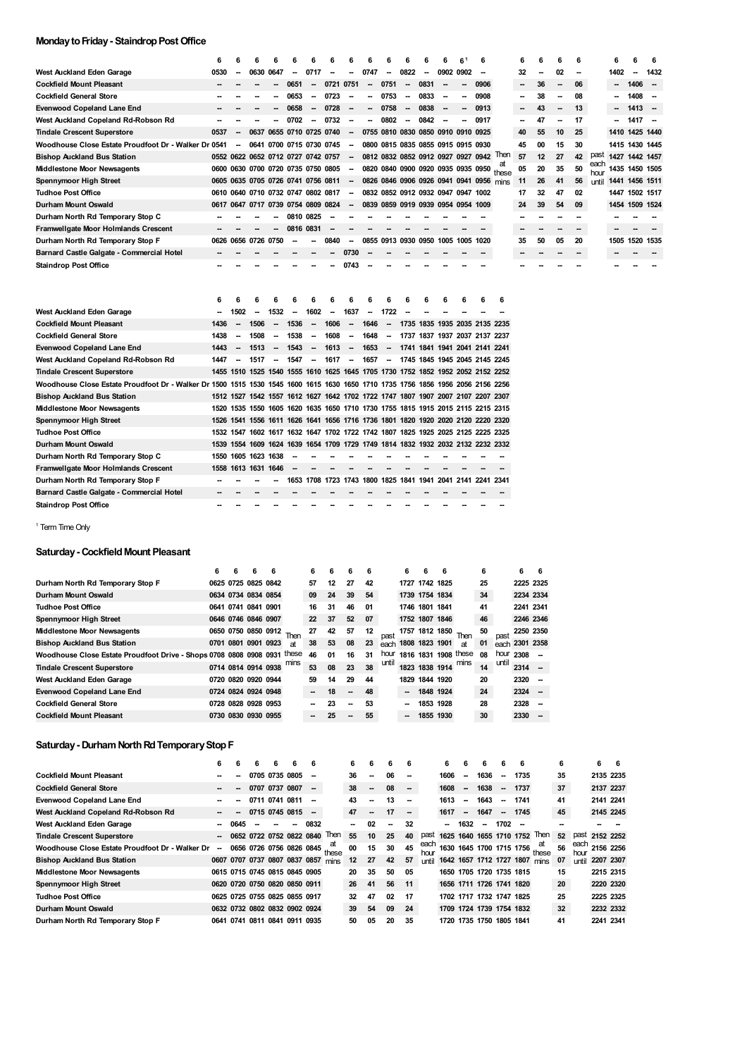## Monday to Friday - Staindrop Post Office

| | 6 | 6 | 6 | 6 | 6 | 6 | 6 | 6 | 6 | 6 | 6 | 6 | 6 | 6[1] | 6 | Then at these mins | 6 | 6 | 6 | 6 | past each hour until | 6 | 6 | 6 |
|---|---|---|---|---|---|---|---|---|---|---|---|---|---|---|---|---|---|---|---|---|---|---|---|---|
| West Auckland Eden Garage | 0530 | -- | 0630 | 0647 | -- | 0717 | -- | -- | 0747 | -- | 0822 | -- | 0902 | 0902 | -- | | 32 | -- | 02 | -- | | 1402 | -- | 1432 |
| Cockfield Mount Pleasant | -- | -- | -- | -- | 0651 | -- | 0721 | 0751 | -- | 0751 | -- | 0831 | -- | -- | 0906 | | -- | 36 | -- | 06 | | -- | 1406 | -- |
| Cockfield General Store | -- | -- | -- | -- | 0653 | -- | 0723 | -- | -- | 0753 | -- | 0833 | -- | -- | 0908 | | -- | 38 | -- | 08 | | -- | 1408 | -- |
| Evenwood Copeland Lane End | -- | -- | -- | -- | 0658 | -- | 0728 | -- | -- | 0758 | -- | 0838 | -- | -- | 0913 | | -- | 43 | -- | 13 | | -- | 1413 | -- |
| West Auckland Copeland Rd-Robson Rd | -- | -- | -- | -- | 0702 | -- | 0732 | -- | -- | 0802 | -- | 0842 | -- | -- | 0917 | | -- | 47 | -- | 17 | | -- | 1417 | -- |
| Tindale Crescent Superstore | 0537 | -- | 0637 | 0655 | 0710 | 0725 | 0740 | -- | 0755 | 0810 | 0830 | 0850 | 0910 | 0910 | 0925 | | 40 | 55 | 10 | 25 | | 1410 | 1425 | 1440 |
| Woodhouse Close Estate Proudfoot Dr - Walker Dr | 0541 | -- | 0641 | 0700 | 0715 | 0730 | 0745 | -- | 0800 | 0815 | 0835 | 0855 | 0915 | 0915 | 0930 | | 45 | 00 | 15 | 30 | | 1415 | 1430 | 1445 |
| Bishop Auckland Bus Station | 0552 | 0622 | 0652 | 0712 | 0727 | 0742 | 0757 | -- | 0812 | 0832 | 0852 | 0912 | 0927 | 0927 | 0942 | | 57 | 12 | 27 | 42 | | 1427 | 1442 | 1457 |
| Middlestone Moor Newsagents | 0600 | 0630 | 0700 | 0720 | 0735 | 0750 | 0805 | -- | 0820 | 0840 | 0900 | 0920 | 0935 | 0935 | 0950 | | 05 | 20 | 35 | 50 | | 1435 | 1450 | 1505 |
| Spennymoor High Street | 0605 | 0635 | 0705 | 0726 | 0741 | 0756 | 0811 | -- | 0826 | 0846 | 0906 | 0926 | 0941 | 0941 | 0956 | | 11 | 26 | 41 | 56 | | 1441 | 1456 | 1511 |
| Tudhoe Post Office | 0610 | 0640 | 0710 | 0732 | 0747 | 0802 | 0817 | -- | 0832 | 0852 | 0912 | 0932 | 0947 | 0947 | 1002 | | 17 | 32 | 47 | 02 | | 1447 | 1502 | 1517 |
| Durham Mount Oswald | 0617 | 0647 | 0717 | 0739 | 0754 | 0809 | 0824 | -- | 0839 | 0859 | 0919 | 0939 | 0954 | 0954 | 1009 | | 24 | 39 | 54 | 09 | | 1454 | 1509 | 1524 |
| Durham North Rd Temporary Stop C | -- | -- | -- | -- | 0810 | 0825 | -- | -- | -- | -- | -- | -- | -- | -- | -- | | -- | -- | -- | -- | | -- | -- | -- |
| Framwellgate Moor Holmlands Crescent | -- | -- | -- | -- | 0816 | 0831 | -- | -- | -- | -- | -- | -- | -- | -- | -- | | -- | -- | -- | -- | | -- | -- | -- |
| Durham North Rd Temporary Stop F | 0626 | 0656 | 0726 | 0750 | -- | -- | 0840 | -- | 0855 | 0913 | 0930 | 0950 | 1005 | 1005 | 1020 | | 35 | 50 | 05 | 20 | | 1505 | 1520 | 1535 |
| Barnard Castle Galgate - Commercial Hotel | -- | -- | -- | -- | -- | -- | -- | 0730 | -- | -- | -- | -- | -- | -- | -- | | -- | -- | -- | -- | | -- | -- | -- |
| Staindrop Post Office | -- | -- | -- | -- | -- | -- | -- | 0743 | -- | -- | -- | -- | -- | -- | -- | | -- | -- | -- | -- | | -- | -- | -- |

| | 6 | 6 | 6 | 6 | 6 | 6 | 6 | 6 | 6 | 6 | 6 | 6 | 6 | 6 | 6 | 6 |
|---|---|---|---|---|---|---|---|---|---|---|---|---|---|---|---|---|
| West Auckland Eden Garage | -- | 1502 | -- | 1532 | -- | 1602 | -- | 1637 | -- | 1722 | -- | -- | -- | -- | -- | -- |
| Cockfield Mount Pleasant | 1436 | -- | 1506 | -- | 1536 | -- | 1606 | -- | 1646 | -- | 1735 | 1835 | 1935 | 2035 | 2135 | 2235 |
| Cockfield General Store | 1438 | -- | 1508 | -- | 1538 | -- | 1608 | -- | 1648 | -- | 1737 | 1837 | 1937 | 2037 | 2137 | 2237 |
| Evenwood Copeland Lane End | 1443 | -- | 1513 | -- | 1543 | -- | 1613 | -- | 1653 | -- | 1741 | 1841 | 1941 | 2041 | 2141 | 2241 |
| West Auckland Copeland Rd-Robson Rd | 1447 | -- | 1517 | -- | 1547 | -- | 1617 | -- | 1657 | -- | 1745 | 1845 | 1945 | 2045 | 2145 | 2245 |
| Tindale Crescent Superstore | 1455 | 1510 | 1525 | 1540 | 1555 | 1610 | 1625 | 1645 | 1705 | 1730 | 1752 | 1852 | 1952 | 2052 | 2152 | 2252 |
| Woodhouse Close Estate Proudfoot Dr - Walker Dr | 1500 | 1515 | 1530 | 1545 | 1600 | 1615 | 1630 | 1650 | 1710 | 1735 | 1756 | 1856 | 1956 | 2056 | 2156 | 2256 |
| Bishop Auckland Bus Station | 1512 | 1527 | 1542 | 1557 | 1612 | 1627 | 1642 | 1702 | 1722 | 1747 | 1807 | 1907 | 2007 | 2107 | 2207 | 2307 |
| Middlestone Moor Newsagents | 1520 | 1535 | 1550 | 1605 | 1620 | 1635 | 1650 | 1710 | 1730 | 1755 | 1815 | 1915 | 2015 | 2115 | 2215 | 2315 |
| Spennymoor High Street | 1526 | 1541 | 1556 | 1611 | 1626 | 1641 | 1656 | 1716 | 1736 | 1801 | 1820 | 1920 | 2020 | 2120 | 2220 | 2320 |
| Tudhoe Post Office | 1532 | 1547 | 1602 | 1617 | 1632 | 1647 | 1702 | 1722 | 1742 | 1807 | 1825 | 1925 | 2025 | 2125 | 2225 | 2325 |
| Durham Mount Oswald | 1539 | 1554 | 1609 | 1624 | 1639 | 1654 | 1709 | 1729 | 1749 | 1814 | 1832 | 1932 | 2032 | 2132 | 2232 | 2332 |
| Durham North Rd Temporary Stop C | 1550 | 1605 | 1623 | 1638 | -- | -- | -- | -- | -- | -- | -- | -- | -- | -- | -- | -- |
| Framwellgate Moor Holmlands Crescent | 1558 | 1613 | 1631 | 1646 | -- | -- | -- | -- | -- | -- | -- | -- | -- | -- | -- | -- |
| Durham North Rd Temporary Stop F | -- | -- | -- | -- | 1653 | 1708 | 1723 | 1743 | 1800 | 1825 | 1841 | 1941 | 2041 | 2141 | 2241 | 2341 |
| Barnard Castle Galgate - Commercial Hotel | -- | -- | -- | -- | -- | -- | -- | -- | -- | -- | -- | -- | -- | -- | -- | -- |
| Staindrop Post Office | -- | -- | -- | -- | -- | -- | -- | -- | -- | -- | -- | -- | -- | -- | -- | -- |

[1] Term Time Only

## Saturday - Cockfield Mount Pleasant

| | 6 | 6 | 6 | 6 | Then at these mins | 6 | 6 | 6 | 6 | past each hour until | 6 | 6 | 6 | Then at these mins | 6 | past each hour until | 6 | 6 |
|---|---|---|---|---|---|---|---|---|---|---|---|---|---|---|---|---|---|---|
| Durham North Rd Temporary Stop F | 0625 | 0725 | 0825 | 0842 | | 57 | 12 | 27 | 42 | | 1727 | 1742 | 1825 | | 25 | | 2225 | 2325 |
| Durham Mount Oswald | 0634 | 0734 | 0834 | 0854 | | 09 | 24 | 39 | 54 | | 1739 | 1754 | 1834 | | 34 | | 2234 | 2334 |
| Tudhoe Post Office | 0641 | 0741 | 0841 | 0901 | | 16 | 31 | 46 | 01 | | 1746 | 1801 | 1841 | | 41 | | 2241 | 2341 |
| Spennymoor High Street | 0646 | 0746 | 0846 | 0907 | | 22 | 37 | 52 | 07 | | 1752 | 1807 | 1846 | | 46 | | 2246 | 2346 |
| Middlestone Moor Newsagents | 0650 | 0750 | 0850 | 0912 | | 27 | 42 | 57 | 12 | | 1757 | 1812 | 1850 | | 50 | | 2250 | 2350 |
| Bishop Auckland Bus Station | 0701 | 0801 | 0901 | 0923 | | 38 | 53 | 08 | 23 | | 1808 | 1823 | 1901 | | 01 | | 2301 | 2358 |
| Woodhouse Close Estate Proudfoot Drive - Shops | 0708 | 0808 | 0908 | 0931 | | 46 | 01 | 16 | 31 | | 1816 | 1831 | 1908 | | 08 | | 2308 | -- |
| Tindale Crescent Superstore | 0714 | 0814 | 0914 | 0938 | | 53 | 08 | 23 | 38 | | 1823 | 1838 | 1914 | | 14 | | 2314 | -- |
| West Auckland Eden Garage | 0720 | 0820 | 0920 | 0944 | | 59 | 14 | 29 | 44 | | 1829 | 1844 | 1920 | | 20 | | 2320 | -- |
| Evenwood Copeland Lane End | 0724 | 0824 | 0924 | 0948 | | -- | 18 | -- | 48 | | -- | 1848 | 1924 | | 24 | | 2324 | -- |
| Cockfield General Store | 0728 | 0828 | 0928 | 0953 | | -- | 23 | -- | 53 | | -- | 1853 | 1928 | | 28 | | 2328 | -- |
| Cockfield Mount Pleasant | 0730 | 0830 | 0930 | 0955 | | -- | 25 | -- | 55 | | -- | 1855 | 1930 | | 30 | | 2330 | -- |

## Saturday - Durham North Rd Temporary Stop F

| | 6 | 6 | 6 | 6 | 6 | 6 | Then at these mins | 6 | 6 | 6 | 6 | past each hour until | 6 | 6 | 6 | 6 | 6 | Then at these mins | 6 | past each hour until | 6 | 6 |
|---|---|---|---|---|---|---|---|---|---|---|---|---|---|---|---|---|---|---|---|---|---|---|
| Cockfield Mount Pleasant | -- | -- | 0705 | 0735 | 0805 | -- | | 36 | -- | 06 | -- | | 1606 | -- | 1636 | -- | 1735 | | 35 | | 2135 | 2235 |
| Cockfield General Store | -- | -- | 0707 | 0737 | 0807 | -- | | 38 | -- | 08 | -- | | 1608 | -- | 1638 | -- | 1737 | | 37 | | 2137 | 2237 |
| Evenwood Copeland Lane End | -- | -- | 0711 | 0741 | 0811 | -- | | 43 | -- | 13 | -- | | 1613 | -- | 1643 | -- | 1741 | | 41 | | 2141 | 2241 |
| West Auckland Copeland Rd-Robson Rd | -- | -- | 0715 | 0745 | 0815 | -- | | 47 | -- | 17 | -- | | 1617 | -- | 1647 | -- | 1745 | | 45 | | 2145 | 2245 |
| West Auckland Eden Garage | -- | 0645 | -- | -- | -- | 0832 | | -- | 02 | -- | 32 | | -- | 1632 | -- | 1702 | -- | | -- | | -- | -- |
| Tindale Crescent Superstore | -- | 0652 | 0722 | 0752 | 0822 | 0840 | | 55 | 10 | 25 | 40 | | 1625 | 1640 | 1655 | 1710 | 1752 | | 52 | | 2152 | 2252 |
| Woodhouse Close Estate Proudfoot Dr - Walker Dr | -- | 0656 | 0726 | 0756 | 0826 | 0845 | | 00 | 15 | 30 | 45 | | 1630 | 1645 | 1700 | 1715 | 1756 | | 56 | | 2156 | 2256 |
| Bishop Auckland Bus Station | 0607 | 0707 | 0737 | 0807 | 0837 | 0857 | | 12 | 27 | 42 | 57 | | 1642 | 1657 | 1712 | 1727 | 1807 | | 07 | | 2207 | 2307 |
| Middlestone Moor Newsagents | 0615 | 0715 | 0745 | 0815 | 0845 | 0905 | | 20 | 35 | 50 | 05 | | 1650 | 1705 | 1720 | 1735 | 1815 | | 15 | | 2215 | 2315 |
| Spennymoor High Street | 0620 | 0720 | 0750 | 0820 | 0850 | 0911 | | 26 | 41 | 56 | 11 | | 1656 | 1711 | 1726 | 1741 | 1820 | | 20 | | 2220 | 2320 |
| Tudhoe Post Office | 0625 | 0725 | 0755 | 0825 | 0855 | 0917 | | 32 | 47 | 02 | 17 | | 1702 | 1717 | 1732 | 1747 | 1825 | | 25 | | 2225 | 2325 |
| Durham Mount Oswald | 0632 | 0732 | 0802 | 0832 | 0902 | 0924 | | 39 | 54 | 09 | 24 | | 1709 | 1724 | 1739 | 1754 | 1832 | | 32 | | 2232 | 2332 |
| Durham North Rd Temporary Stop F | 0641 | 0741 | 0811 | 0841 | 0911 | 0935 | | 50 | 05 | 20 | 35 | | 1720 | 1735 | 1750 | 1805 | 1841 | | 41 | | 2241 | 2341 |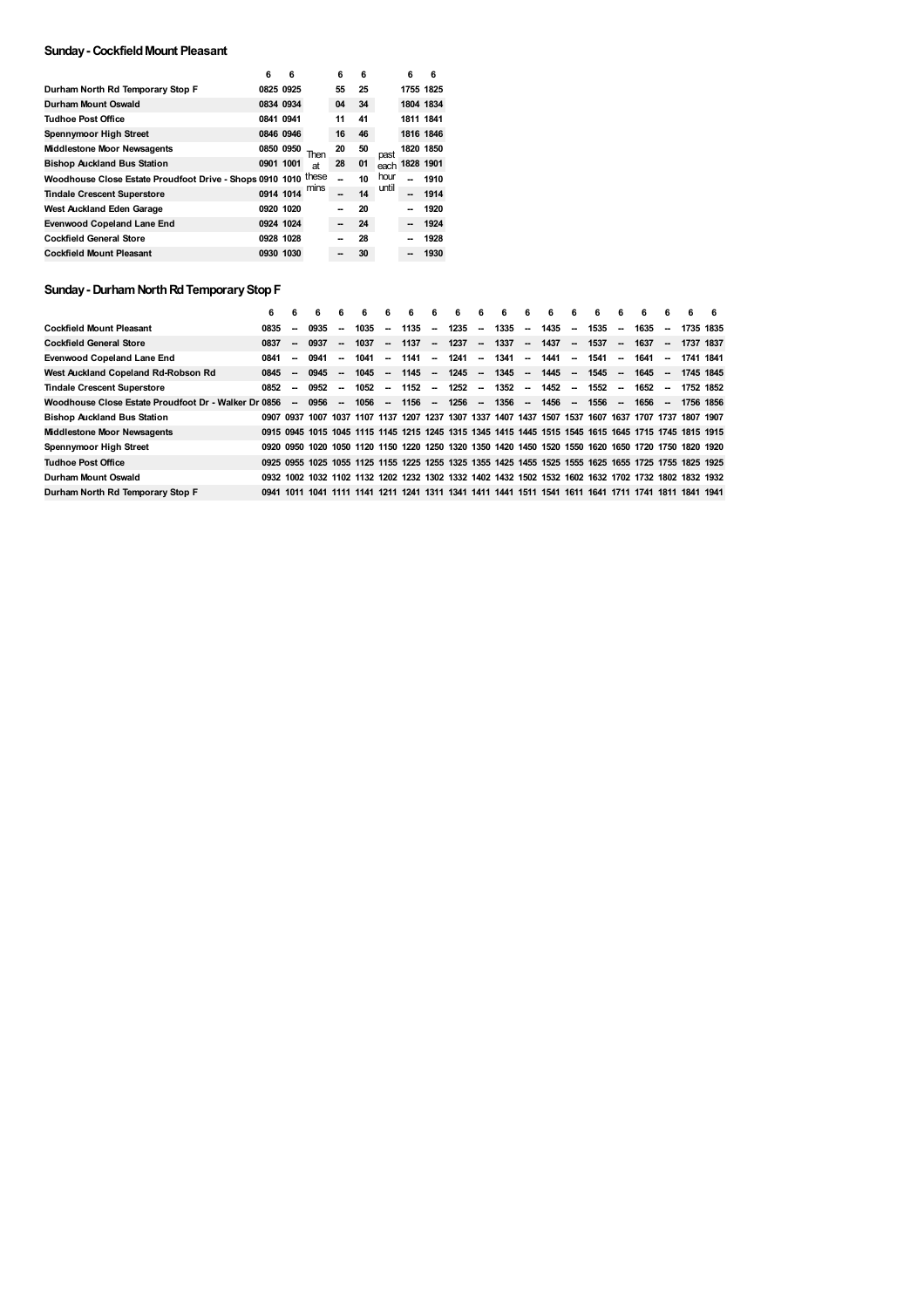## Sunday - Cockfield Mount Pleasant

| | 6 | 6 | | 6 | 6 | | 6 | 6 |
|---|---|---|---|---|---|---|---|---|
| Durham North Rd Temporary Stop F | 0825 | 0925 | Then at these mins | 55 | 25 | past each hour until | 1755 | 1825 |
| Durham Mount Oswald | 0834 | 0934 | | 04 | 34 | | 1804 | 1834 |
| Tudhoe Post Office | 0841 | 0941 | | 11 | 41 | | 1811 | 1841 |
| Spennymoor High Street | 0846 | 0946 | | 16 | 46 | | 1816 | 1846 |
| Middlestone Moor Newsagents | 0850 | 0950 | | 20 | 50 | | 1820 | 1850 |
| Bishop Auckland Bus Station | 0901 | 1001 | | 28 | 01 | | 1828 | 1901 |
| Woodhouse Close Estate Proudfoot Drive - Shops | 0910 | 1010 | | -- | 10 | | -- | 1910 |
| Tindale Crescent Superstore | 0914 | 1014 | | -- | 14 | | -- | 1914 |
| West Auckland Eden Garage | 0920 | 1020 | | -- | 20 | | -- | 1920 |
| Evenwood Copeland Lane End | 0924 | 1024 | | -- | 24 | | -- | 1924 |
| Cockfield General Store | 0928 | 1028 | | -- | 28 | | -- | 1928 |
| Cockfield Mount Pleasant | 0930 | 1030 | | -- | 30 | | -- | 1930 |

## Sunday - Durham North Rd Temporary Stop F

| | 6 | 6 | 6 | 6 | 6 | 6 | 6 | 6 | 6 | 6 | 6 | 6 | 6 | 6 | 6 | 6 | 6 | 6 | 6 | 6 |
|---|---|---|---|---|---|---|---|---|---|---|---|---|---|---|---|---|---|---|---|---|
| Cockfield Mount Pleasant | 0835 | -- | 0935 | -- | 1035 | -- | 1135 | -- | 1235 | -- | 1335 | -- | 1435 | -- | 1535 | -- | 1635 | -- | 1735 | 1835 |
| Cockfield General Store | 0837 | -- | 0937 | -- | 1037 | -- | 1137 | -- | 1237 | -- | 1337 | -- | 1437 | -- | 1537 | -- | 1637 | -- | 1737 | 1837 |
| Evenwood Copeland Lane End | 0841 | -- | 0941 | -- | 1041 | -- | 1141 | -- | 1241 | -- | 1341 | -- | 1441 | -- | 1541 | -- | 1641 | -- | 1741 | 1841 |
| West Auckland Copeland Rd-Robson Rd | 0845 | -- | 0945 | -- | 1045 | -- | 1145 | -- | 1245 | -- | 1345 | -- | 1445 | -- | 1545 | -- | 1645 | -- | 1745 | 1845 |
| Tindale Crescent Superstore | 0852 | -- | 0952 | -- | 1052 | -- | 1152 | -- | 1252 | -- | 1352 | -- | 1452 | -- | 1552 | -- | 1652 | -- | 1752 | 1852 |
| Woodhouse Close Estate Proudfoot Dr - Walker Dr | 0856 | -- | 0956 | -- | 1056 | -- | 1156 | -- | 1256 | -- | 1356 | -- | 1456 | -- | 1556 | -- | 1656 | -- | 1756 | 1856 |
| Bishop Auckland Bus Station | 0907 | 0937 | 1007 | 1037 | 1107 | 1137 | 1207 | 1237 | 1307 | 1337 | 1407 | 1437 | 1507 | 1537 | 1607 | 1637 | 1707 | 1737 | 1807 | 1907 |
| Middlestone Moor Newsagents | 0915 | 0945 | 1015 | 1045 | 1115 | 1145 | 1215 | 1245 | 1315 | 1345 | 1415 | 1445 | 1515 | 1545 | 1615 | 1645 | 1715 | 1745 | 1815 | 1915 |
| Spennymoor High Street | 0920 | 0950 | 1020 | 1050 | 1120 | 1150 | 1220 | 1250 | 1320 | 1350 | 1420 | 1450 | 1520 | 1550 | 1620 | 1650 | 1720 | 1750 | 1820 | 1920 |
| Tudhoe Post Office | 0925 | 0955 | 1025 | 1055 | 1125 | 1155 | 1225 | 1255 | 1325 | 1355 | 1425 | 1455 | 1525 | 1555 | 1625 | 1655 | 1725 | 1755 | 1825 | 1925 |
| Durham Mount Oswald | 0932 | 1002 | 1032 | 1102 | 1132 | 1202 | 1232 | 1302 | 1332 | 1402 | 1432 | 1502 | 1532 | 1602 | 1632 | 1702 | 1732 | 1802 | 1832 | 1932 |
| Durham North Rd Temporary Stop F | 0941 | 1011 | 1041 | 1111 | 1141 | 1211 | 1241 | 1311 | 1341 | 1411 | 1441 | 1511 | 1541 | 1611 | 1641 | 1711 | 1741 | 1811 | 1841 | 1941 |